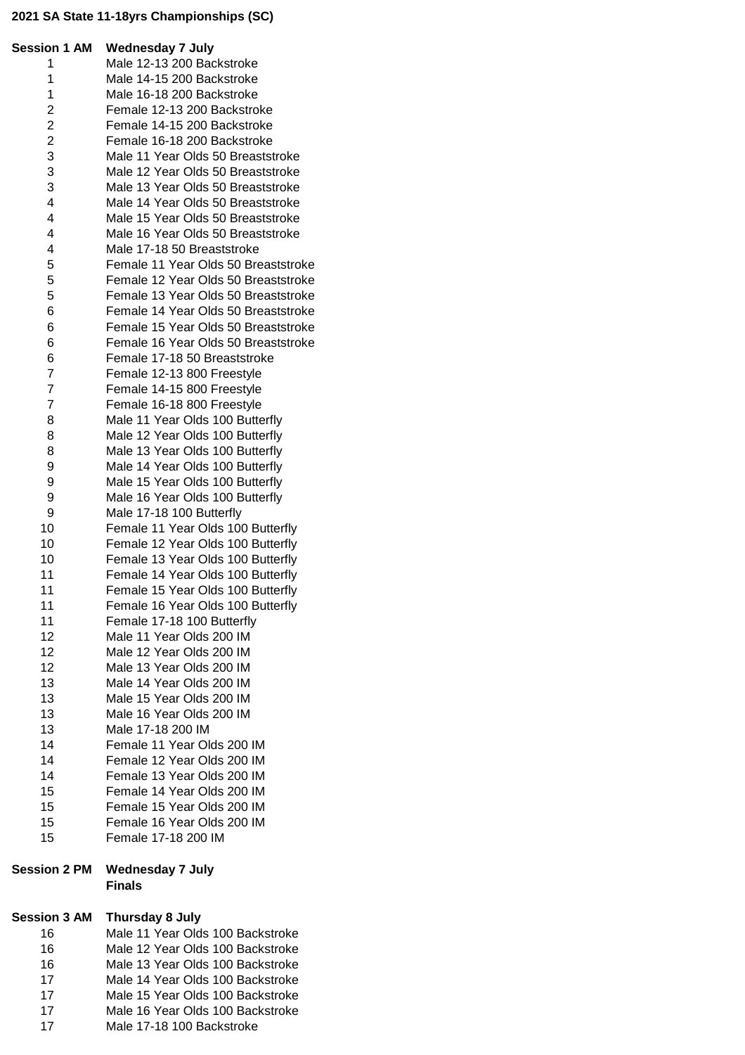**2021 SA State 11-18yrs Championships (SC)**

**Session 1 AM Wednesday 7 July**

| | |
|---|---|
| 1 | Male 12-13 200 Backstroke |
| 1 | Male 14-15 200 Backstroke |
| 1 | Male 16-18 200 Backstroke |
| 2 | Female 12-13 200 Backstroke |
| 2 | Female 14-15 200 Backstroke |
| 2 | Female 16-18 200 Backstroke |
| 3 | Male 11 Year Olds 50 Breaststroke |
| 3 | Male 12 Year Olds 50 Breaststroke |
| 3 | Male 13 Year Olds 50 Breaststroke |
| 4 | Male 14 Year Olds 50 Breaststroke |
| 4 | Male 15 Year Olds 50 Breaststroke |
| 4 | Male 16 Year Olds 50 Breaststroke |
| 4 | Male 17-18 50 Breaststroke |
| 5 | Female 11 Year Olds 50 Breaststroke |
| 5 | Female 12 Year Olds 50 Breaststroke |
| 5 | Female 13 Year Olds 50 Breaststroke |
| 6 | Female 14 Year Olds 50 Breaststroke |
| 6 | Female 15 Year Olds 50 Breaststroke |
| 6 | Female 16 Year Olds 50 Breaststroke |
| 6 | Female 17-18 50 Breaststroke |
| 7 | Female 12-13 800 Freestyle |
| 7 | Female 14-15 800 Freestyle |
| 7 | Female 16-18 800 Freestyle |
| 8 | Male 11 Year Olds 100 Butterfly |
| 8 | Male 12 Year Olds 100 Butterfly |
| 8 | Male 13 Year Olds 100 Butterfly |
| 9 | Male 14 Year Olds 100 Butterfly |
| 9 | Male 15 Year Olds 100 Butterfly |
| 9 | Male 16 Year Olds 100 Butterfly |
| 9 | Male 17-18 100 Butterfly |
| 10 | Female 11 Year Olds 100 Butterfly |
| 10 | Female 12 Year Olds 100 Butterfly |
| 10 | Female 13 Year Olds 100 Butterfly |
| 11 | Female 14 Year Olds 100 Butterfly |
| 11 | Female 15 Year Olds 100 Butterfly |
| 11 | Female 16 Year Olds 100 Butterfly |
| 11 | Female 17-18 100 Butterfly |
| 12 | Male 11 Year Olds 200 IM |
| 12 | Male 12 Year Olds 200 IM |
| 12 | Male 13 Year Olds 200 IM |
| 13 | Male 14 Year Olds 200 IM |
| 13 | Male 15 Year Olds 200 IM |
| 13 | Male 16 Year Olds 200 IM |
| 13 | Male 17-18 200 IM |
| 14 | Female 11 Year Olds 200 IM |
| 14 | Female 12 Year Olds 200 IM |
| 14 | Female 13 Year Olds 200 IM |
| 15 | Female 14 Year Olds 200 IM |
| 15 | Female 15 Year Olds 200 IM |
| 15 | Female 16 Year Olds 200 IM |
| 15 | Female 17-18 200 IM |

**Session 2 PM Wednesday 7 July**
**Finals**

**Session 3 AM Thursday 8 July**

| | |
|---|---|
| 16 | Male 11 Year Olds 100 Backstroke |
| 16 | Male 12 Year Olds 100 Backstroke |
| 16 | Male 13 Year Olds 100 Backstroke |
| 17 | Male 14 Year Olds 100 Backstroke |
| 17 | Male 15 Year Olds 100 Backstroke |
| 17 | Male 16 Year Olds 100 Backstroke |
| 17 | Male 17-18 100 Backstroke |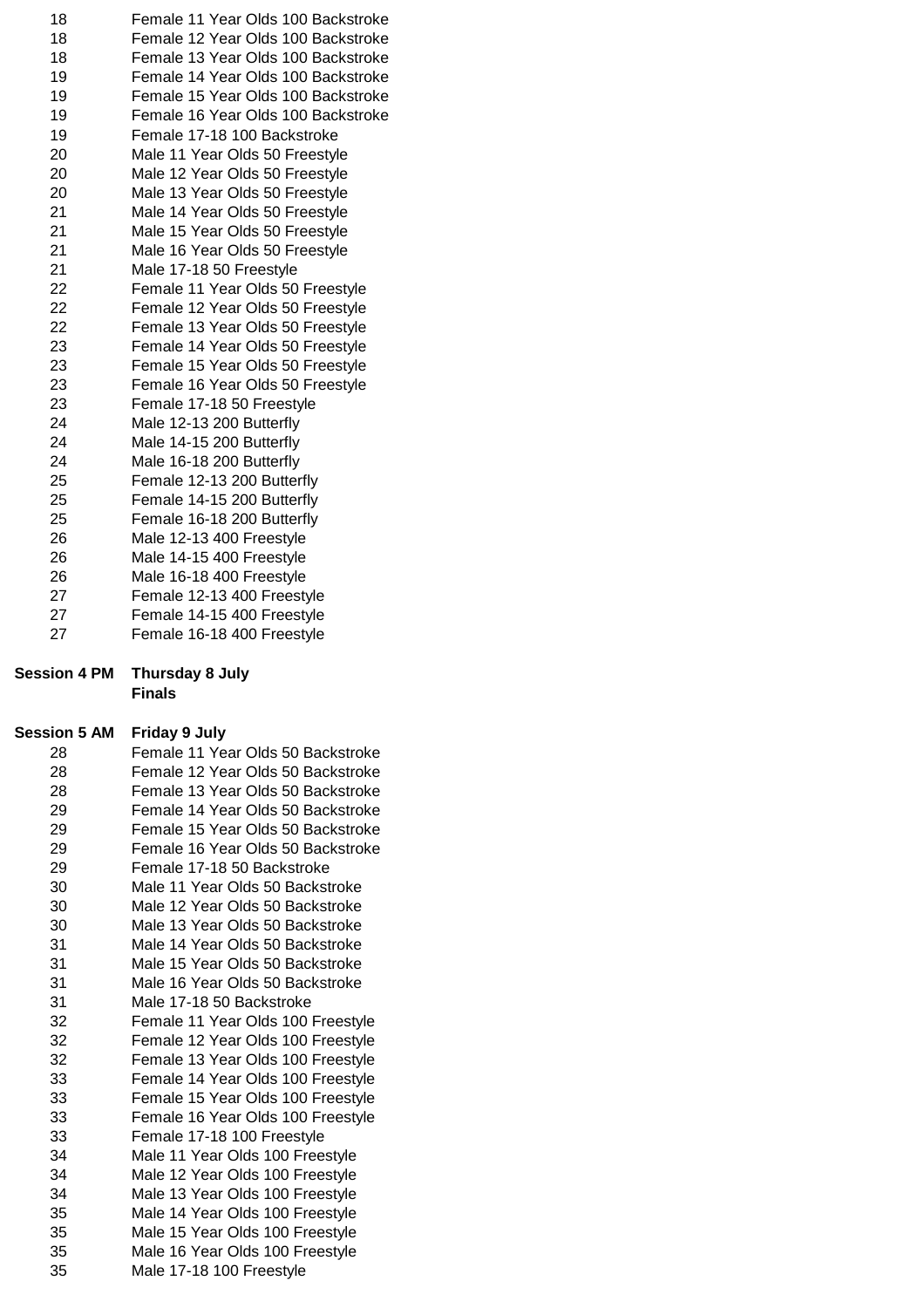| | |
|---|---|
| 18 | Female 11 Year Olds 100 Backstroke |
| 18 | Female 12 Year Olds 100 Backstroke |
| 18 | Female 13 Year Olds 100 Backstroke |
| 19 | Female 14 Year Olds 100 Backstroke |
| 19 | Female 15 Year Olds 100 Backstroke |
| 19 | Female 16 Year Olds 100 Backstroke |
| 19 | Female 17-18 100 Backstroke |
| 20 | Male 11 Year Olds 50 Freestyle |
| 20 | Male 12 Year Olds 50 Freestyle |
| 20 | Male 13 Year Olds 50 Freestyle |
| 21 | Male 14 Year Olds 50 Freestyle |
| 21 | Male 15 Year Olds 50 Freestyle |
| 21 | Male 16 Year Olds 50 Freestyle |
| 21 | Male 17-18 50 Freestyle |
| 22 | Female 11 Year Olds 50 Freestyle |
| 22 | Female 12 Year Olds 50 Freestyle |
| 22 | Female 13 Year Olds 50 Freestyle |
| 23 | Female 14 Year Olds 50 Freestyle |
| 23 | Female 15 Year Olds 50 Freestyle |
| 23 | Female 16 Year Olds 50 Freestyle |
| 23 | Female 17-18 50 Freestyle |
| 24 | Male 12-13 200 Butterfly |
| 24 | Male 14-15 200 Butterfly |
| 24 | Male 16-18 200 Butterfly |
| 25 | Female 12-13 200 Butterfly |
| 25 | Female 14-15 200 Butterfly |
| 25 | Female 16-18 200 Butterfly |
| 26 | Male 12-13 400 Freestyle |
| 26 | Male 14-15 400 Freestyle |
| 26 | Male 16-18 400 Freestyle |
| 27 | Female 12-13 400 Freestyle |
| 27 | Female 14-15 400 Freestyle |
| 27 | Female 16-18 400 Freestyle |

**Session 4 PM** **Thursday 8 July**
**Finals**

**Session 5 AM** **Friday 9 July**

| | |
|---|---|
| 28 | Female 11 Year Olds 50 Backstroke |
| 28 | Female 12 Year Olds 50 Backstroke |
| 28 | Female 13 Year Olds 50 Backstroke |
| 29 | Female 14 Year Olds 50 Backstroke |
| 29 | Female 15 Year Olds 50 Backstroke |
| 29 | Female 16 Year Olds 50 Backstroke |
| 29 | Female 17-18 50 Backstroke |
| 30 | Male 11 Year Olds 50 Backstroke |
| 30 | Male 12 Year Olds 50 Backstroke |
| 30 | Male 13 Year Olds 50 Backstroke |
| 31 | Male 14 Year Olds 50 Backstroke |
| 31 | Male 15 Year Olds 50 Backstroke |
| 31 | Male 16 Year Olds 50 Backstroke |
| 31 | Male 17-18 50 Backstroke |
| 32 | Female 11 Year Olds 100 Freestyle |
| 32 | Female 12 Year Olds 100 Freestyle |
| 32 | Female 13 Year Olds 100 Freestyle |
| 33 | Female 14 Year Olds 100 Freestyle |
| 33 | Female 15 Year Olds 100 Freestyle |
| 33 | Female 16 Year Olds 100 Freestyle |
| 33 | Female 17-18 100 Freestyle |
| 34 | Male 11 Year Olds 100 Freestyle |
| 34 | Male 12 Year Olds 100 Freestyle |
| 34 | Male 13 Year Olds 100 Freestyle |
| 35 | Male 14 Year Olds 100 Freestyle |
| 35 | Male 15 Year Olds 100 Freestyle |
| 35 | Male 16 Year Olds 100 Freestyle |
| 35 | Male 17-18 100 Freestyle |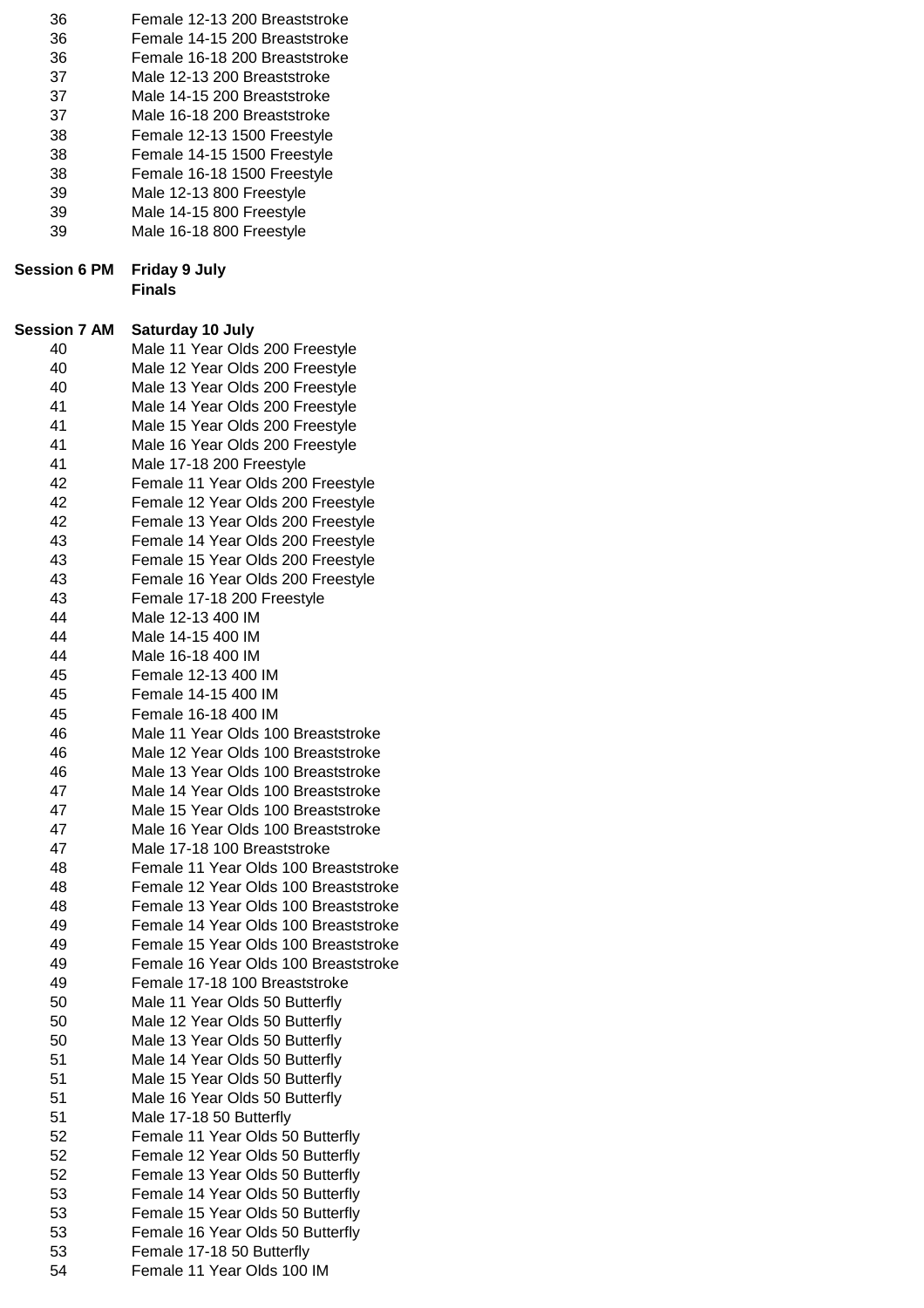| | |
|---|---|
| 36 | Female 12-13 200 Breaststroke |
| 36 | Female 14-15 200 Breaststroke |
| 36 | Female 16-18 200 Breaststroke |
| 37 | Male 12-13 200 Breaststroke |
| 37 | Male 14-15 200 Breaststroke |
| 37 | Male 16-18 200 Breaststroke |
| 38 | Female 12-13 1500 Freestyle |
| 38 | Female 14-15 1500 Freestyle |
| 38 | Female 16-18 1500 Freestyle |
| 39 | Male 12-13 800 Freestyle |
| 39 | Male 14-15 800 Freestyle |
| 39 | Male 16-18 800 Freestyle |

**Session 6 PM** **Friday 9 July**
**Finals**

**Session 7 AM** **Saturday 10 July**

| | |
|---|---|
| 40 | Male 11 Year Olds 200 Freestyle |
| 40 | Male 12 Year Olds 200 Freestyle |
| 40 | Male 13 Year Olds 200 Freestyle |
| 41 | Male 14 Year Olds 200 Freestyle |
| 41 | Male 15 Year Olds 200 Freestyle |
| 41 | Male 16 Year Olds 200 Freestyle |
| 41 | Male 17-18 200 Freestyle |
| 42 | Female 11 Year Olds 200 Freestyle |
| 42 | Female 12 Year Olds 200 Freestyle |
| 42 | Female 13 Year Olds 200 Freestyle |
| 43 | Female 14 Year Olds 200 Freestyle |
| 43 | Female 15 Year Olds 200 Freestyle |
| 43 | Female 16 Year Olds 200 Freestyle |
| 43 | Female 17-18 200 Freestyle |
| 44 | Male 12-13 400 IM |
| 44 | Male 14-15 400 IM |
| 44 | Male 16-18 400 IM |
| 45 | Female 12-13 400 IM |
| 45 | Female 14-15 400 IM |
| 45 | Female 16-18 400 IM |
| 46 | Male 11 Year Olds 100 Breaststroke |
| 46 | Male 12 Year Olds 100 Breaststroke |
| 46 | Male 13 Year Olds 100 Breaststroke |
| 47 | Male 14 Year Olds 100 Breaststroke |
| 47 | Male 15 Year Olds 100 Breaststroke |
| 47 | Male 16 Year Olds 100 Breaststroke |
| 47 | Male 17-18 100 Breaststroke |
| 48 | Female 11 Year Olds 100 Breaststroke |
| 48 | Female 12 Year Olds 100 Breaststroke |
| 48 | Female 13 Year Olds 100 Breaststroke |
| 49 | Female 14 Year Olds 100 Breaststroke |
| 49 | Female 15 Year Olds 100 Breaststroke |
| 49 | Female 16 Year Olds 100 Breaststroke |
| 49 | Female 17-18 100 Breaststroke |
| 50 | Male 11 Year Olds 50 Butterfly |
| 50 | Male 12 Year Olds 50 Butterfly |
| 50 | Male 13 Year Olds 50 Butterfly |
| 51 | Male 14 Year Olds 50 Butterfly |
| 51 | Male 15 Year Olds 50 Butterfly |
| 51 | Male 16 Year Olds 50 Butterfly |
| 51 | Male 17-18 50 Butterfly |
| 52 | Female 11 Year Olds 50 Butterfly |
| 52 | Female 12 Year Olds 50 Butterfly |
| 52 | Female 13 Year Olds 50 Butterfly |
| 53 | Female 14 Year Olds 50 Butterfly |
| 53 | Female 15 Year Olds 50 Butterfly |
| 53 | Female 16 Year Olds 50 Butterfly |
| 53 | Female 17-18 50 Butterfly |
| 54 | Female 11 Year Olds 100 IM |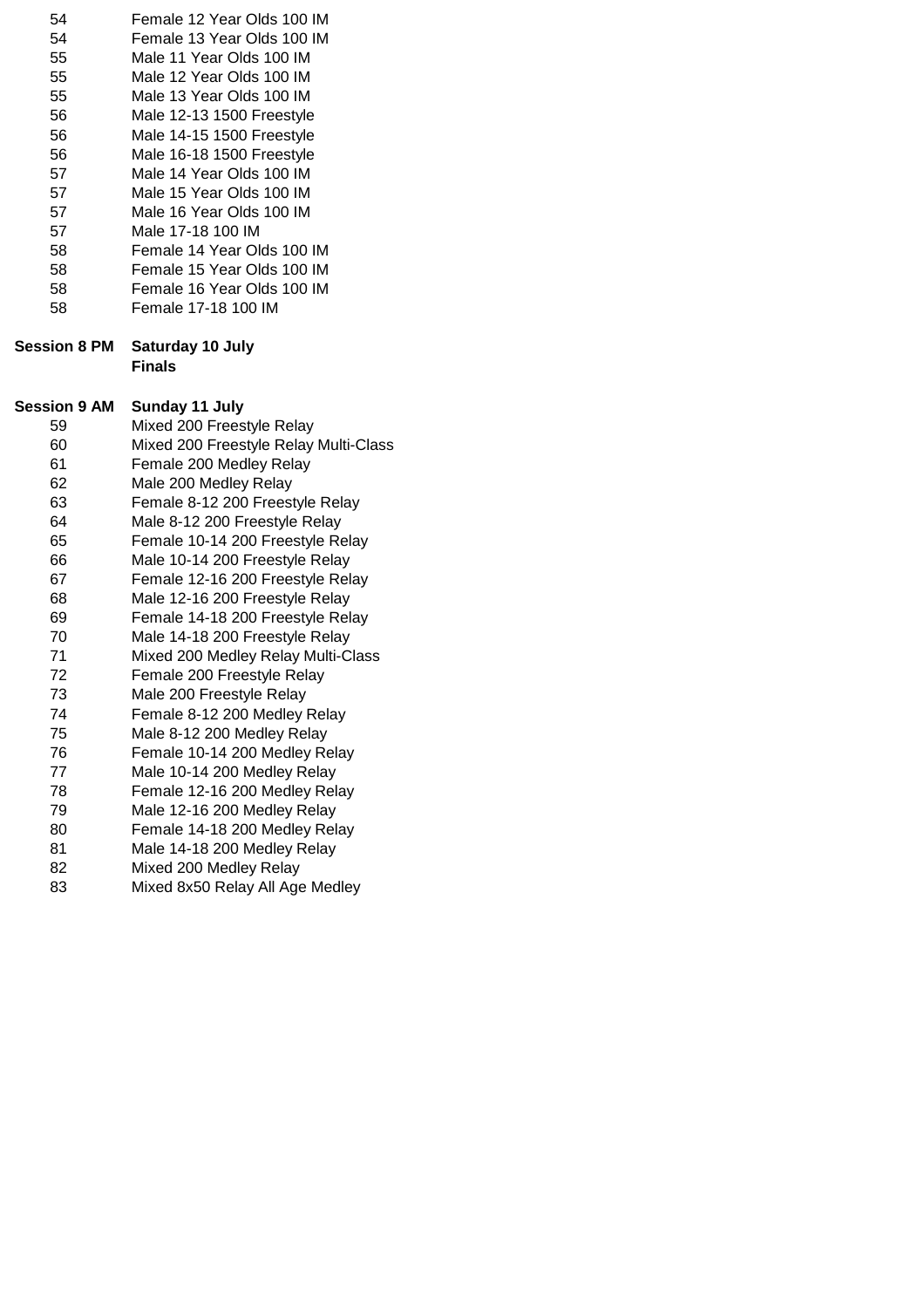| | |
|---|---|
| 54 | Female 12 Year Olds 100 IM |
| 54 | Female 13 Year Olds 100 IM |
| 55 | Male 11 Year Olds 100 IM |
| 55 | Male 12 Year Olds 100 IM |
| 55 | Male 13 Year Olds 100 IM |
| 56 | Male 12-13 1500 Freestyle |
| 56 | Male 14-15 1500 Freestyle |
| 56 | Male 16-18 1500 Freestyle |
| 57 | Male 14 Year Olds 100 IM |
| 57 | Male 15 Year Olds 100 IM |
| 57 | Male 16 Year Olds 100 IM |
| 57 | Male 17-18 100 IM |
| 58 | Female 14 Year Olds 100 IM |
| 58 | Female 15 Year Olds 100 IM |
| 58 | Female 16 Year Olds 100 IM |
| 58 | Female 17-18 100 IM |

**Session 8 PM** **Saturday 10 July**
**Finals**

**Session 9 AM** **Sunday 11 July**

| | |
|---|---|
| 59 | Mixed 200 Freestyle Relay |
| 60 | Mixed 200 Freestyle Relay Multi-Class |
| 61 | Female 200 Medley Relay |
| 62 | Male 200 Medley Relay |
| 63 | Female 8-12 200 Freestyle Relay |
| 64 | Male 8-12 200 Freestyle Relay |
| 65 | Female 10-14 200 Freestyle Relay |
| 66 | Male 10-14 200 Freestyle Relay |
| 67 | Female 12-16 200 Freestyle Relay |
| 68 | Male 12-16 200 Freestyle Relay |
| 69 | Female 14-18 200 Freestyle Relay |
| 70 | Male 14-18 200 Freestyle Relay |
| 71 | Mixed 200 Medley Relay Multi-Class |
| 72 | Female 200 Freestyle Relay |
| 73 | Male 200 Freestyle Relay |
| 74 | Female 8-12 200 Medley Relay |
| 75 | Male 8-12 200 Medley Relay |
| 76 | Female 10-14 200 Medley Relay |
| 77 | Male 10-14 200 Medley Relay |
| 78 | Female 12-16 200 Medley Relay |
| 79 | Male 12-16 200 Medley Relay |
| 80 | Female 14-18 200 Medley Relay |
| 81 | Male 14-18 200 Medley Relay |
| 82 | Mixed 200 Medley Relay |
| 83 | Mixed 8x50 Relay All Age Medley |